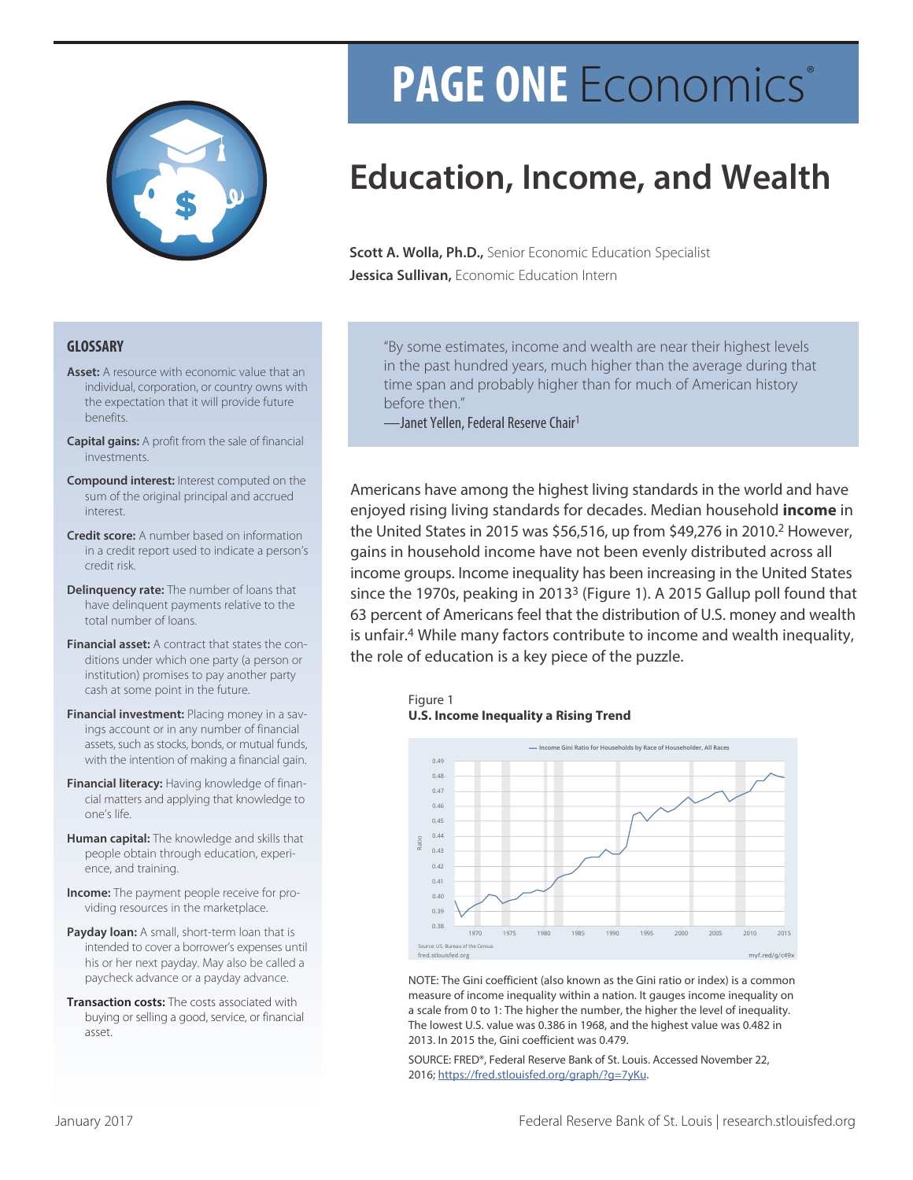# PAGE ONE Economics®

# Education, Income, and Wealth

**Scott A. Wolla, Ph.D.,** Senior Economic Education Specialist
**Jessica Sullivan,** Economic Education Intern

> "By some estimates, income and wealth are near their highest levels in the past hundred years, much higher than the average during that time span and probably higher than for much of American history before then."
> —Janet Yellen, Federal Reserve Chair[1]

Americans have among the highest living standards in the world and have enjoyed rising living standards for decades. Median household **income** in the United States in 2015 was $56,516, up from $49,276 in 2010.[2] However, gains in household income have not been evenly distributed across all income groups. Income inequality has been increasing in the United States since the 1970s, peaking in 2013[3] (Figure 1). A 2015 Gallup poll found that 63 percent of Americans feel that the distribution of U.S. money and wealth is unfair.[4] While many factors contribute to income and wealth inequality, the role of education is a key piece of the puzzle.

Figure 1
**U.S. Income Inequality a Rising Trend**

NOTE: The Gini coefficient (also known as the Gini ratio or index) is a common measure of income inequality within a nation. It gauges income inequality on a scale from 0 to 1: The higher the number, the higher the level of inequality. The lowest U.S. value was 0.386 in 1968, and the highest value was 0.482 in 2013. In 2015 the, Gini coefficient was 0.479.

SOURCE: FRED®, Federal Reserve Bank of St. Louis. Accessed November 22, 2016; https://fred.stlouisfed.org/graph/?g=7yKu.

## GLOSSARY

**Asset:** A resource with economic value that an individual, corporation, or country owns with the expectation that it will provide future benefits.

**Capital gains:** A profit from the sale of financial investments.

**Compound interest:** Interest computed on the sum of the original principal and accrued interest.

**Credit score:** A number based on information in a credit report used to indicate a person's credit risk.

**Delinquency rate:** The number of loans that have delinquent payments relative to the total number of loans.

**Financial asset:** A contract that states the conditions under which one party (a person or institution) promises to pay another party cash at some point in the future.

**Financial investment:** Placing money in a savings account or in any number of financial assets, such as stocks, bonds, or mutual funds, with the intention of making a financial gain.

**Financial literacy:** Having knowledge of financial matters and applying that knowledge to one's life.

**Human capital:** The knowledge and skills that people obtain through education, experience, and training.

**Income:** The payment people receive for providing resources in the marketplace.

**Payday loan:** A small, short-term loan that is intended to cover a borrower's expenses until his or her next payday. May also be called a paycheck advance or a payday advance.

**Transaction costs:** The costs associated with buying or selling a good, service, or financial asset.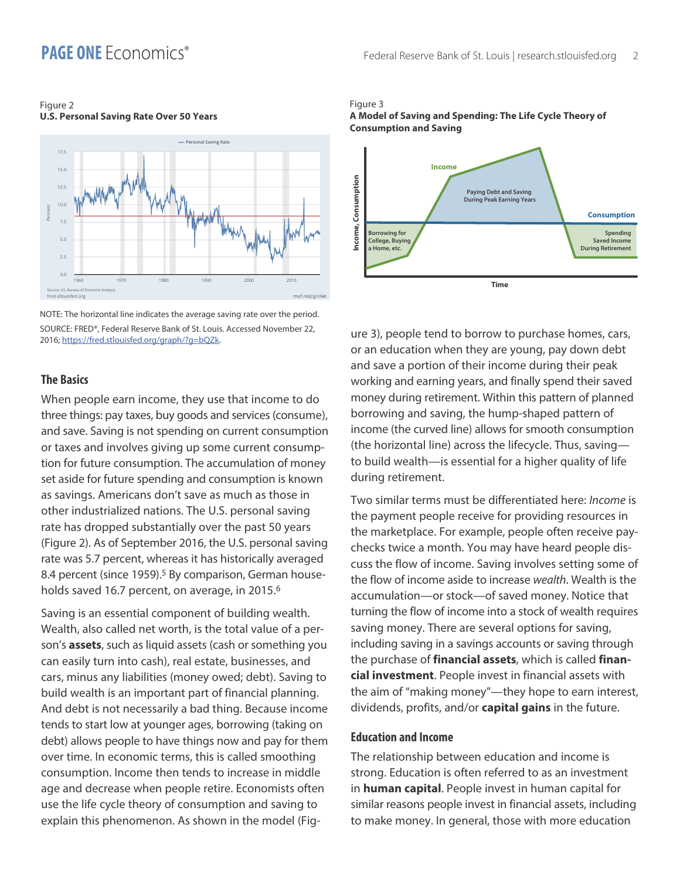Figure 2
**U.S. Personal Saving Rate Over 50 Years**

NOTE: The horizontal line indicates the average saving rate over the period.
SOURCE: FRED®, Federal Reserve Bank of St. Louis. Accessed November 22, 2016; https://fred.stlouisfed.org/graph/?g=bQZk.

## The Basics

When people earn income, they use that income to do three things: pay taxes, buy goods and services (consume), and save. Saving is not spending on current consumption or taxes and involves giving up some current consumption for future consumption. The accumulation of money set aside for future spending and consumption is known as savings. Americans don't save as much as those in other industrialized nations. The U.S. personal saving rate has dropped substantially over the past 50 years (Figure 2). As of September 2016, the U.S. personal saving rate was 5.7 percent, whereas it has historically averaged 8.4 percent (since 1959).[5] By comparison, German households saved 16.7 percent, on average, in 2015.[6]

Saving is an essential component of building wealth. Wealth, also called net worth, is the total value of a person's **assets**, such as liquid assets (cash or something you can easily turn into cash), real estate, businesses, and cars, minus any liabilities (money owed; debt). Saving to build wealth is an important part of financial planning. And debt is not necessarily a bad thing. Because income tends to start low at younger ages, borrowing (taking on debt) allows people to have things now and pay for them over time. In economic terms, this is called smoothing consumption. Income then tends to increase in middle age and decrease when people retire. Economists often use the life cycle theory of consumption and saving to explain this phenomenon. As shown in the model (Figure 3), people tend to borrow to purchase homes, cars, or an education when they are young, pay down debt and save a portion of their income during their peak working and earning years, and finally spend their saved money during retirement. Within this pattern of planned borrowing and saving, the hump-shaped pattern of income (the curved line) allows for smooth consumption (the horizontal line) across the lifecycle. Thus, saving—to build wealth—is essential for a higher quality of life during retirement.

Figure 3
**A Model of Saving and Spending: The Life Cycle Theory of Consumption and Saving**

Two similar terms must be differentiated here: *Income* is the payment people receive for providing resources in the marketplace. For example, people often receive paychecks twice a month. You may have heard people discuss the flow of income. Saving involves setting some of the flow of income aside to increase *wealth*. Wealth is the accumulation—or stock—of saved money. Notice that turning the flow of income into a stock of wealth requires saving money. There are several options for saving, including saving in a savings accounts or saving through the purchase of **financial assets**, which is called **financial investment**. People invest in financial assets with the aim of "making money"—they hope to earn interest, dividends, profits, and/or **capital gains** in the future.

## Education and Income

The relationship between education and income is strong. Education is often referred to as an investment in **human capital**. People invest in human capital for similar reasons people invest in financial assets, including to make money. In general, those with more education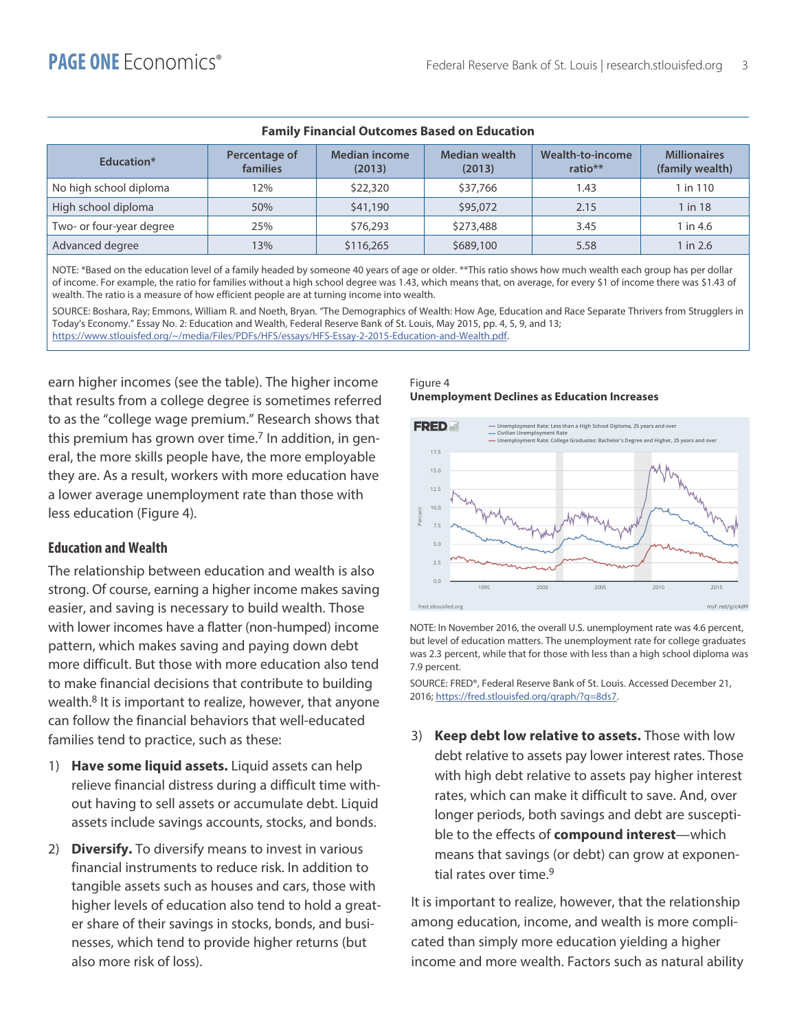**Family Financial Outcomes Based on Education**

| Education* | Percentage of families | Median income (2013) | Median wealth (2013) | Wealth-to-income ratio** | Millionaires (family wealth) |
|---|---|---|---|---|---|
| No high school diploma | 12% | $22,320 | $37,766 | 1.43 | 1 in 110 |
| High school diploma | 50% | $41,190 | $95,072 | 2.15 | 1 in 18 |
| Two- or four-year degree | 25% | $76,293 | $273,488 | 3.45 | 1 in 4.6 |
| Advanced degree | 13% | $116,265 | $689,100 | 5.58 | 1 in 2.6 |

NOTE: *Based on the education level of a family headed by someone 40 years of age or older. **This ratio shows how much wealth each group has per dollar of income. For example, the ratio for families without a high school degree was 1.43, which means that, on average, for every $1 of income there was $1.43 of wealth. The ratio is a measure of how efficient people are at turning income into wealth.

SOURCE: Boshara, Ray; Emmons, William R. and Noeth, Bryan. "The Demographics of Wealth: How Age, Education and Race Separate Thrivers from Strugglers in Today's Economy." Essay No. 2: Education and Wealth, Federal Reserve Bank of St. Louis, May 2015, pp. 4, 5, 9, and 13; https://www.stlouisfed.org/~/media/Files/PDFs/HFS/essays/HFS-Essay-2-2015-Education-and-Wealth.pdf.

earn higher incomes (see the table). The higher income that results from a college degree is sometimes referred to as the "college wage premium." Research shows that this premium has grown over time.[7] In addition, in general, the more skills people have, the more employable they are. As a result, workers with more education have a lower average unemployment rate than those with less education (Figure 4).

Figure 4
**Unemployment Declines as Education Increases**

NOTE: In November 2016, the overall U.S. unemployment rate was 4.6 percent, but level of education matters. The unemployment rate for college graduates was 2.3 percent, while that for those with less than a high school diploma was 7.9 percent.

SOURCE: FRED®, Federal Reserve Bank of St. Louis. Accessed December 21, 2016; https://fred.stlouisfed.org/graph/?g=8ds7.

### Education and Wealth

The relationship between education and wealth is also strong. Of course, earning a higher income makes saving easier, and saving is necessary to build wealth. Those with lower incomes have a flatter (non-humped) income pattern, which makes saving and paying down debt more difficult. But those with more education also tend to make financial decisions that contribute to building wealth.[8] It is important to realize, however, that anyone can follow the financial behaviors that well-educated families tend to practice, such as these:

1) **Have some liquid assets.** Liquid assets can help relieve financial distress during a difficult time without having to sell assets or accumulate debt. Liquid assets include savings accounts, stocks, and bonds.

2) **Diversify.** To diversify means to invest in various financial instruments to reduce risk. In addition to tangible assets such as houses and cars, those with higher levels of education also tend to hold a greater share of their savings in stocks, bonds, and businesses, which tend to provide higher returns (but also more risk of loss).

3) **Keep debt low relative to assets.** Those with low debt relative to assets pay lower interest rates. Those with high debt relative to assets pay higher interest rates, which can make it difficult to save. And, over longer periods, both savings and debt are susceptible to the effects of **compound interest**—which means that savings (or debt) can grow at exponential rates over time.[9]

It is important to realize, however, that the relationship among education, income, and wealth is more complicated than simply more education yielding a higher income and more wealth. Factors such as natural ability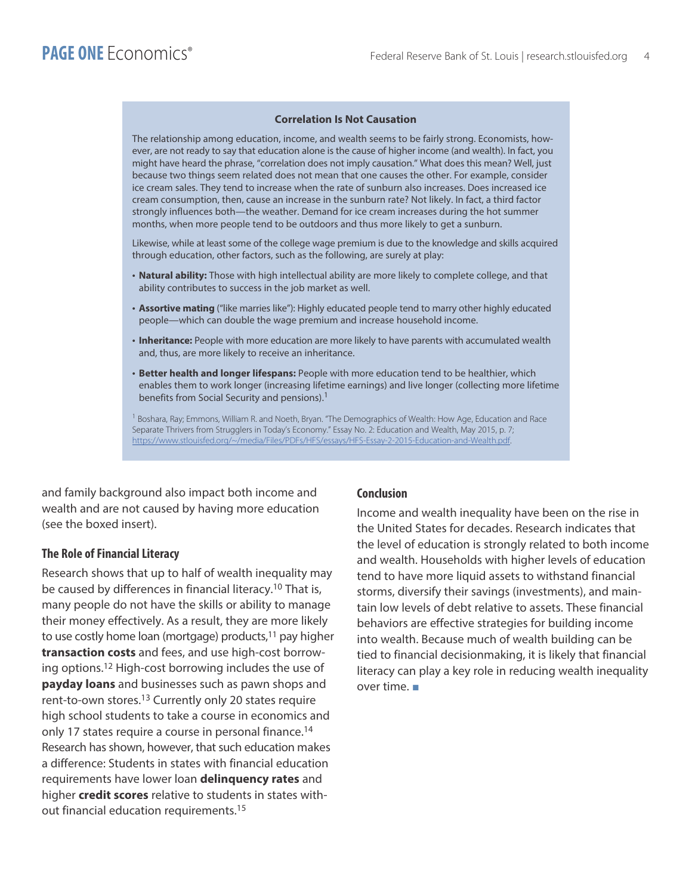### Correlation Is Not Causation

The relationship among education, income, and wealth seems to be fairly strong. Economists, however, are not ready to say that education alone is the cause of higher income (and wealth). In fact, you might have heard the phrase, "correlation does not imply causation." What does this mean? Well, just because two things seem related does not mean that one causes the other. For example, consider ice cream sales. They tend to increase when the rate of sunburn also increases. Does increased ice cream consumption, then, cause an increase in the sunburn rate? Not likely. In fact, a third factor strongly influences both—the weather. Demand for ice cream increases during the hot summer months, when more people tend to be outdoors and thus more likely to get a sunburn.

Likewise, while at least some of the college wage premium is due to the knowledge and skills acquired through education, other factors, such as the following, are surely at play:

- **Natural ability:** Those with high intellectual ability are more likely to complete college, and that ability contributes to success in the job market as well.
- **Assortive mating** ("like marries like"): Highly educated people tend to marry other highly educated people—which can double the wage premium and increase household income.
- **Inheritance:** People with more education are more likely to have parents with accumulated wealth and, thus, are more likely to receive an inheritance.
- **Better health and longer lifespans:** People with more education tend to be healthier, which enables them to work longer (increasing lifetime earnings) and live longer (collecting more lifetime benefits from Social Security and pensions).[1]

[1] Boshara, Ray; Emmons, William R. and Noeth, Bryan. "The Demographics of Wealth: How Age, Education and Race Separate Thrivers from Strugglers in Today's Economy." Essay No. 2: Education and Wealth, May 2015, p. 7; https://www.stlouisfed.org/~/media/Files/PDFs/HFS/essays/HFS-Essay-2-2015-Education-and-Wealth.pdf.

and family background also impact both income and wealth and are not caused by having more education (see the boxed insert).

### The Role of Financial Literacy

Research shows that up to half of wealth inequality may be caused by differences in financial literacy.[10] That is, many people do not have the skills or ability to manage their money effectively. As a result, they are more likely to use costly home loan (mortgage) products,[11] pay higher **transaction costs** and fees, and use high-cost borrowing options.[12] High-cost borrowing includes the use of **payday loans** and businesses such as pawn shops and rent-to-own stores.[13] Currently only 20 states require high school students to take a course in economics and only 17 states require a course in personal finance.[14] Research has shown, however, that such education makes a difference: Students in states with financial education requirements have lower loan **delinquency rates** and higher **credit scores** relative to students in states without financial education requirements.[15]

### Conclusion

Income and wealth inequality have been on the rise in the United States for decades. Research indicates that the level of education is strongly related to both income and wealth. Households with higher levels of education tend to have more liquid assets to withstand financial storms, diversify their savings (investments), and maintain low levels of debt relative to assets. These financial behaviors are effective strategies for building income into wealth. Because much of wealth building can be tied to financial decisionmaking, it is likely that financial literacy can play a key role in reducing wealth inequality over time. ■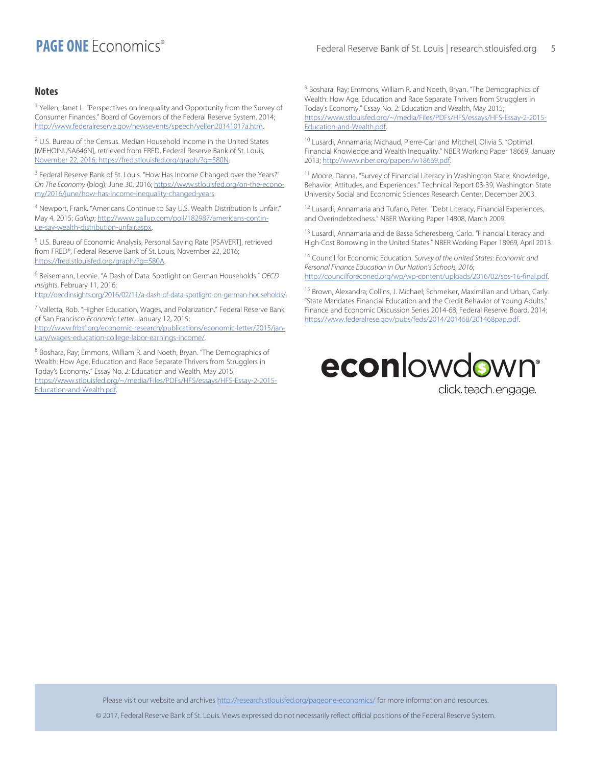## Notes

[1] Yellen, Janet L. "Perspectives on Inequality and Opportunity from the Survey of Consumer Finances." Board of Governors of the Federal Reserve System, 2014; http://www.federalreserve.gov/newsevents/speech/yellen20141017a.htm.

[2] U.S. Bureau of the Census. Median Household Income in the United States [MEHOINUSA646N], retrieved from FRED, Federal Reserve Bank of St. Louis, November 22, 2016; https://fred.stlouisfed.org/graph/?g=580N.

[3] Federal Reserve Bank of St. Louis. "How Has Income Changed over the Years?" *On The Economy* (blog); June 30, 2016; https://www.stlouisfed.org/on-the-economy/2016/june/how-has-income-inequality-changed-years.

[4] Newport, Frank. "Americans Continue to Say U.S. Wealth Distribution Is Unfair." May 4, 2015; *Gallup*; http://www.gallup.com/poll/182987/americans-continue-say-wealth-distribution-unfair.aspx.

[5] U.S. Bureau of Economic Analysis, Personal Saving Rate [PSAVERT], retrieved from FRED®, Federal Reserve Bank of St. Louis, November 22, 2016; https://fred.stlouisfed.org/graph/?g=580A.

[6] Beisemann, Leonie. "A Dash of Data: Spotlight on German Households." *OECD Insights*, February 11, 2016; http://oecdinsights.org/2016/02/11/a-dash-of-data-spotlight-on-german-households/.

[7] Valletta, Rob. "Higher Education, Wages, and Polarization." Federal Reserve Bank of San Francisco *Economic Letter*. January 12, 2015; http://www.frbsf.org/economic-research/publications/economic-letter/2015/january/wages-education-college-labor-earnings-income/.

[8] Boshara, Ray; Emmons, William R. and Noeth, Bryan. "The Demographics of Wealth: How Age, Education and Race Separate Thrivers from Strugglers in Today's Economy." Essay No. 2: Education and Wealth, May 2015; https://www.stlouisfed.org/~/media/Files/PDFs/HFS/essays/HFS-Essay-2-2015-Education-and-Wealth.pdf.

[9] Boshara, Ray; Emmons, William R. and Noeth, Bryan. "The Demographics of Wealth: How Age, Education and Race Separate Thrivers from Strugglers in Today's Economy." Essay No. 2: Education and Wealth, May 2015; https://www.stlouisfed.org/~/media/Files/PDFs/HFS/essays/HFS-Essay-2-2015-Education-and-Wealth.pdf.

[10] Lusardi, Annamaria; Michaud, Pierre-Carl and Mitchell, Olivia S. "Optimal Financial Knowledge and Wealth Inequality." NBER Working Paper 18669, January 2013; http://www.nber.org/papers/w18669.pdf.

[11] Moore, Danna. "Survey of Financial Literacy in Washington State: Knowledge, Behavior, Attitudes, and Experiences." Technical Report 03-39, Washington State University Social and Economic Sciences Research Center, December 2003.

[12] Lusardi, Annamaria and Tufano, Peter. "Debt Literacy, Financial Experiences, and Overindebtedness." NBER Working Paper 14808, March 2009.

[13] Lusardi, Annamaria and de Bassa Scheresberg, Carlo. "Financial Literacy and High-Cost Borrowing in the United States." NBER Working Paper 18969, April 2013.

[14] Council for Economic Education. *Survey of the United States: Economic and Personal Finance Education in Our Nation's Schools, 2016*; http://councilforeconed.org/wp/wp-content/uploads/2016/02/sos-16-final.pdf.

[15] Brown, Alexandra; Collins, J. Michael; Schmeiser, Maximilian and Urban, Carly. "State Mandates Financial Education and the Credit Behavior of Young Adults." Finance and Economic Discussion Series 2014-68, Federal Reserve Board, 2014; https://www.federalrese.gov/pubs/feds/2014/201468/201468pap.pdf.

**econ**lowdown®
click. teach. engage.

Please visit our website and archives http://research.stlouisfed.org/pageone-economics/ for more information and resources.

© 2017, Federal Reserve Bank of St. Louis. Views expressed do not necessarily reflect official positions of the Federal Reserve System.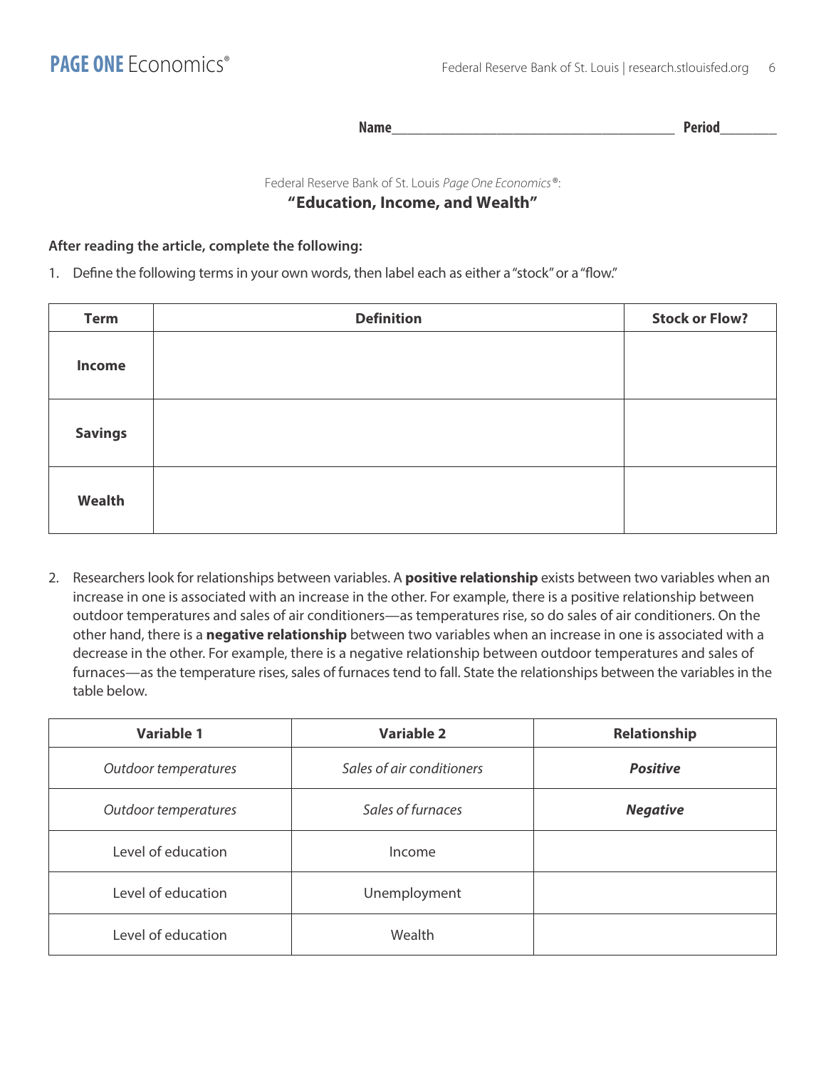Name________________________________________ Period________

Federal Reserve Bank of St. Louis *Page One Economics*®:

## "Education, Income, and Wealth"

**After reading the article, complete the following:**

1. Define the following terms in your own words, then label each as either a "stock" or a "flow."

| Term | Definition | Stock or Flow? |
|---|---|---|
| **Income** | | |
| **Savings** | | |
| **Wealth** | | |

2. Researchers look for relationships between variables. A **positive relationship** exists between two variables when an increase in one is associated with an increase in the other. For example, there is a positive relationship between outdoor temperatures and sales of air conditioners—as temperatures rise, so do sales of air conditioners. On the other hand, there is a **negative relationship** between two variables when an increase in one is associated with a decrease in the other. For example, there is a negative relationship between outdoor temperatures and sales of furnaces—as the temperature rises, sales of furnaces tend to fall. State the relationships between the variables in the table below.

| Variable 1 | Variable 2 | Relationship |
|---|---|---|
| *Outdoor temperatures* | *Sales of air conditioners* | ***Positive*** |
| *Outdoor temperatures* | *Sales of furnaces* | ***Negative*** |
| Level of education | Income | |
| Level of education | Unemployment | |
| Level of education | Wealth | |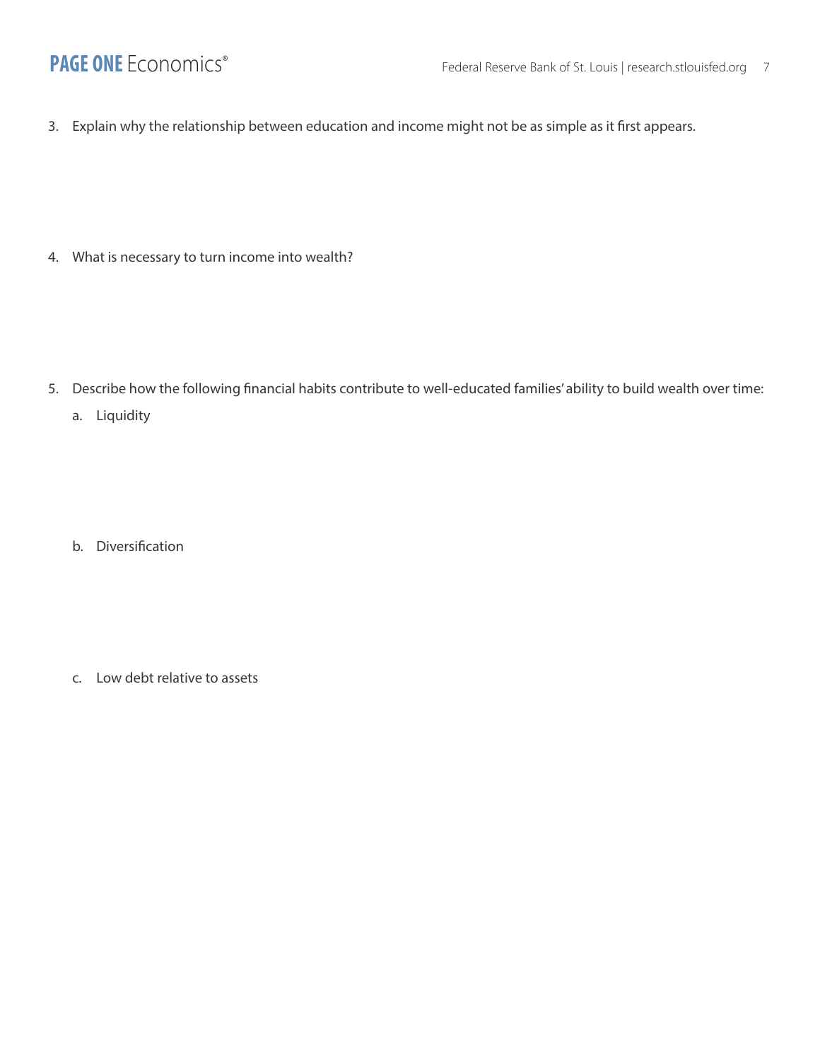3. Explain why the relationship between education and income might not be as simple as it first appears.

4. What is necessary to turn income into wealth?

5. Describe how the following financial habits contribute to well-educated families' ability to build wealth over time:

   a. Liquidity

   b. Diversification

   c. Low debt relative to assets